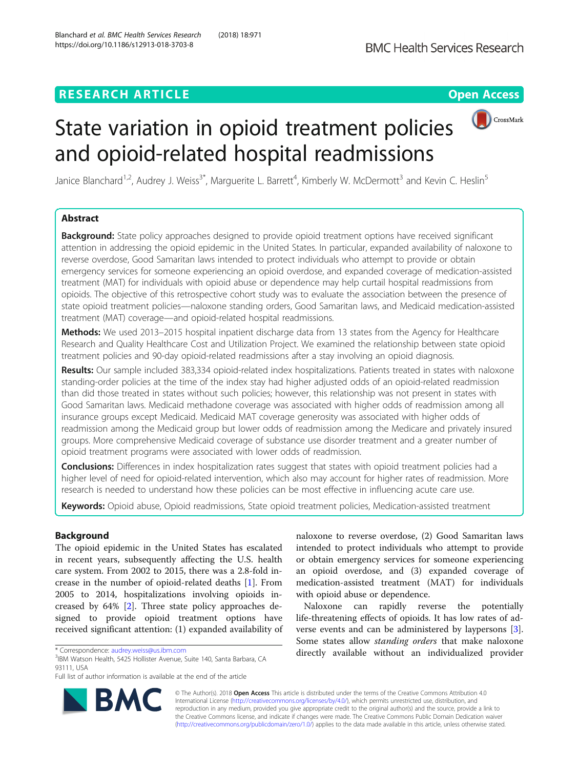RESEARCH ARTICLE

Open Access

# State variation in opioid treatment policies and opioid-related hospital readmissions

Janice Blanchard[1,2], Audrey J. Weiss[3*], Marguerite L. Barrett[4], Kimberly W. McDermott[3] and Kevin C. Heslin[5]

## Abstract

**Background:** State policy approaches designed to provide opioid treatment options have received significant attention in addressing the opioid epidemic in the United States. In particular, expanded availability of naloxone to reverse overdose, Good Samaritan laws intended to protect individuals who attempt to provide or obtain emergency services for someone experiencing an opioid overdose, and expanded coverage of medication-assisted treatment (MAT) for individuals with opioid abuse or dependence may help curtail hospital readmissions from opioids. The objective of this retrospective cohort study was to evaluate the association between the presence of state opioid treatment policies—naloxone standing orders, Good Samaritan laws, and Medicaid medication-assisted treatment (MAT) coverage—and opioid-related hospital readmissions.

**Methods:** We used 2013–2015 hospital inpatient discharge data from 13 states from the Agency for Healthcare Research and Quality Healthcare Cost and Utilization Project. We examined the relationship between state opioid treatment policies and 90-day opioid-related readmissions after a stay involving an opioid diagnosis.

**Results:** Our sample included 383,334 opioid-related index hospitalizations. Patients treated in states with naloxone standing-order policies at the time of the index stay had higher adjusted odds of an opioid-related readmission than did those treated in states without such policies; however, this relationship was not present in states with Good Samaritan laws. Medicaid methadone coverage was associated with higher odds of readmission among all insurance groups except Medicaid. Medicaid MAT coverage generosity was associated with higher odds of readmission among the Medicaid group but lower odds of readmission among the Medicare and privately insured groups. More comprehensive Medicaid coverage of substance use disorder treatment and a greater number of opioid treatment programs were associated with lower odds of readmission.

**Conclusions:** Differences in index hospitalization rates suggest that states with opioid treatment policies had a higher level of need for opioid-related intervention, which also may account for higher rates of readmission. More research is needed to understand how these policies can be most effective in influencing acute care use.

**Keywords:** Opioid abuse, Opioid readmissions, State opioid treatment policies, Medication-assisted treatment

## Background

The opioid epidemic in the United States has escalated in recent years, subsequently affecting the U.S. health care system. From 2002 to 2015, there was a 2.8-fold increase in the number of opioid-related deaths [1]. From 2005 to 2014, hospitalizations involving opioids increased by 64% [2]. Three state policy approaches designed to provide opioid treatment options have received significant attention: (1) expanded availability of naloxone to reverse overdose, (2) Good Samaritan laws intended to protect individuals who attempt to provide or obtain emergency services for someone experiencing an opioid overdose, and (3) expanded coverage of medication-assisted treatment (MAT) for individuals with opioid abuse or dependence.

Naloxone can rapidly reverse the potentially life-threatening effects of opioids. It has low rates of adverse events and can be administered by laypersons [3]. Some states allow *standing orders* that make naloxone directly available without an individualized provider

\* Correspondence: audrey.weiss@us.ibm.com
[3]IBM Watson Health, 5425 Hollister Avenue, Suite 140, Santa Barbara, CA 93111, USA
Full list of author information is available at the end of the article

© The Author(s). 2018 **Open Access** This article is distributed under the terms of the Creative Commons Attribution 4.0 International License (http://creativecommons.org/licenses/by/4.0/), which permits unrestricted use, distribution, and reproduction in any medium, provided you give appropriate credit to the original author(s) and the source, provide a link to the Creative Commons license, and indicate if changes were made. The Creative Commons Public Domain Dedication waiver (http://creativecommons.org/publicdomain/zero/1.0/) applies to the data made available in this article, unless otherwise stated.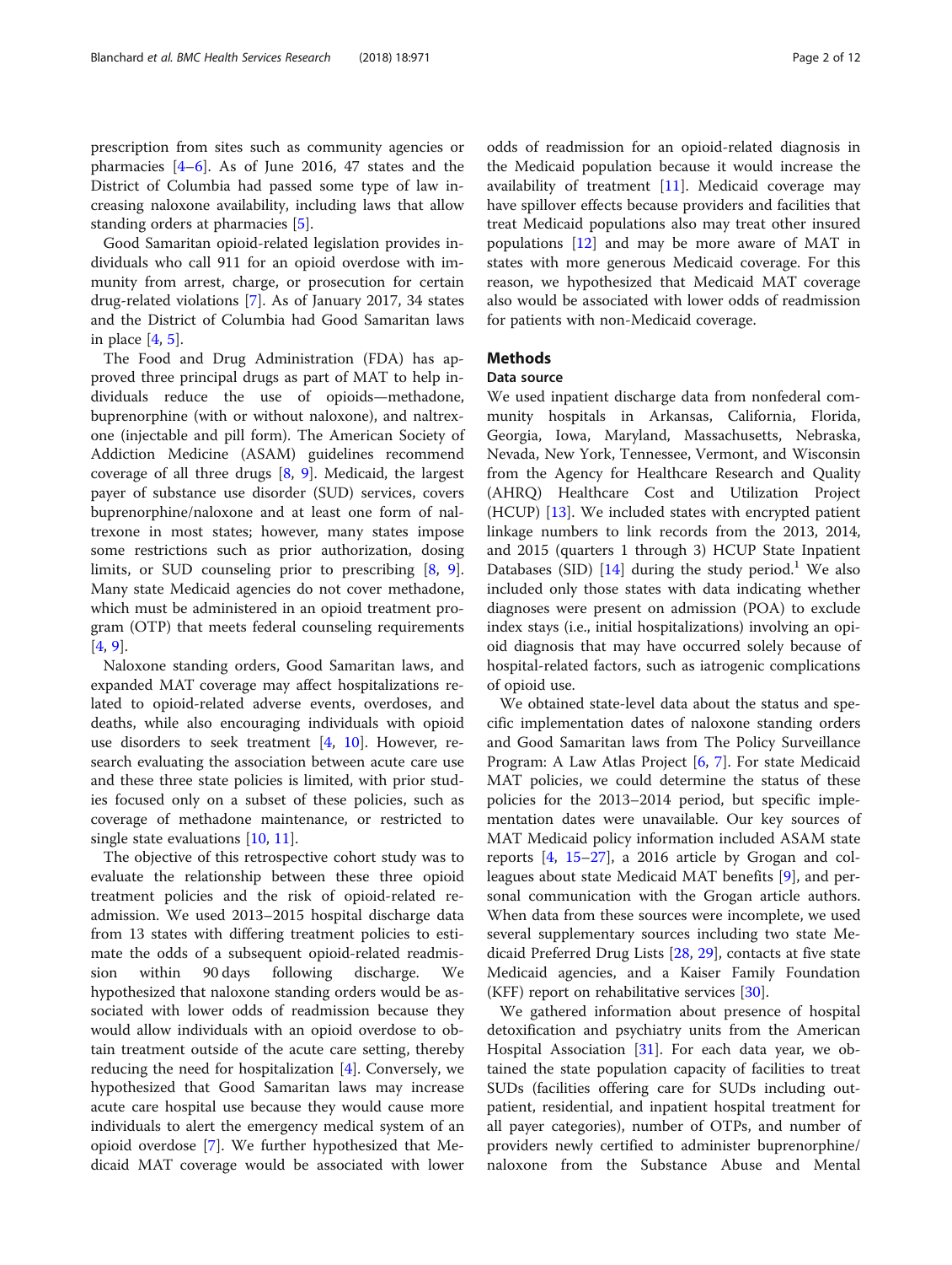prescription from sites such as community agencies or pharmacies [4–6]. As of June 2016, 47 states and the District of Columbia had passed some type of law increasing naloxone availability, including laws that allow standing orders at pharmacies [5].

Good Samaritan opioid-related legislation provides individuals who call 911 for an opioid overdose with immunity from arrest, charge, or prosecution for certain drug-related violations [7]. As of January 2017, 34 states and the District of Columbia had Good Samaritan laws in place [4, 5].

The Food and Drug Administration (FDA) has approved three principal drugs as part of MAT to help individuals reduce the use of opioids—methadone, buprenorphine (with or without naloxone), and naltrexone (injectable and pill form). The American Society of Addiction Medicine (ASAM) guidelines recommend coverage of all three drugs [8, 9]. Medicaid, the largest payer of substance use disorder (SUD) services, covers buprenorphine/naloxone and at least one form of naltrexone in most states; however, many states impose some restrictions such as prior authorization, dosing limits, or SUD counseling prior to prescribing [8, 9]. Many state Medicaid agencies do not cover methadone, which must be administered in an opioid treatment program (OTP) that meets federal counseling requirements [4, 9].

Naloxone standing orders, Good Samaritan laws, and expanded MAT coverage may affect hospitalizations related to opioid-related adverse events, overdoses, and deaths, while also encouraging individuals with opioid use disorders to seek treatment [4, 10]. However, research evaluating the association between acute care use and these three state policies is limited, with prior studies focused only on a subset of these policies, such as coverage of methadone maintenance, or restricted to single state evaluations [10, 11].

The objective of this retrospective cohort study was to evaluate the relationship between these three opioid treatment policies and the risk of opioid-related readmission. We used 2013–2015 hospital discharge data from 13 states with differing treatment policies to estimate the odds of a subsequent opioid-related readmission within 90 days following discharge. We hypothesized that naloxone standing orders would be associated with lower odds of readmission because they would allow individuals with an opioid overdose to obtain treatment outside of the acute care setting, thereby reducing the need for hospitalization [4]. Conversely, we hypothesized that Good Samaritan laws may increase acute care hospital use because they would cause more individuals to alert the emergency medical system of an opioid overdose [7]. We further hypothesized that Medicaid MAT coverage would be associated with lower odds of readmission for an opioid-related diagnosis in the Medicaid population because it would increase the availability of treatment [11]. Medicaid coverage may have spillover effects because providers and facilities that treat Medicaid populations also may treat other insured populations [12] and may be more aware of MAT in states with more generous Medicaid coverage. For this reason, we hypothesized that Medicaid MAT coverage also would be associated with lower odds of readmission for patients with non-Medicaid coverage.

## Methods

### Data source

We used inpatient discharge data from nonfederal community hospitals in Arkansas, California, Florida, Georgia, Iowa, Maryland, Massachusetts, Nebraska, Nevada, New York, Tennessee, Vermont, and Wisconsin from the Agency for Healthcare Research and Quality (AHRQ) Healthcare Cost and Utilization Project (HCUP) [13]. We included states with encrypted patient linkage numbers to link records from the 2013, 2014, and 2015 (quarters 1 through 3) HCUP State Inpatient Databases (SID) [14] during the study period.[1] We also included only those states with data indicating whether diagnoses were present on admission (POA) to exclude index stays (i.e., initial hospitalizations) involving an opioid diagnosis that may have occurred solely because of hospital-related factors, such as iatrogenic complications of opioid use.

We obtained state-level data about the status and specific implementation dates of naloxone standing orders and Good Samaritan laws from The Policy Surveillance Program: A Law Atlas Project [6, 7]. For state Medicaid MAT policies, we could determine the status of these policies for the 2013–2014 period, but specific implementation dates were unavailable. Our key sources of MAT Medicaid policy information included ASAM state reports [4, 15–27], a 2016 article by Grogan and colleagues about state Medicaid MAT benefits [9], and personal communication with the Grogan article authors. When data from these sources were incomplete, we used several supplementary sources including two state Medicaid Preferred Drug Lists [28, 29], contacts at five state Medicaid agencies, and a Kaiser Family Foundation (KFF) report on rehabilitative services [30].

We gathered information about presence of hospital detoxification and psychiatry units from the American Hospital Association [31]. For each data year, we obtained the state population capacity of facilities to treat SUDs (facilities offering care for SUDs including outpatient, residential, and inpatient hospital treatment for all payer categories), number of OTPs, and number of providers newly certified to administer buprenorphine/naloxone from the Substance Abuse and Mental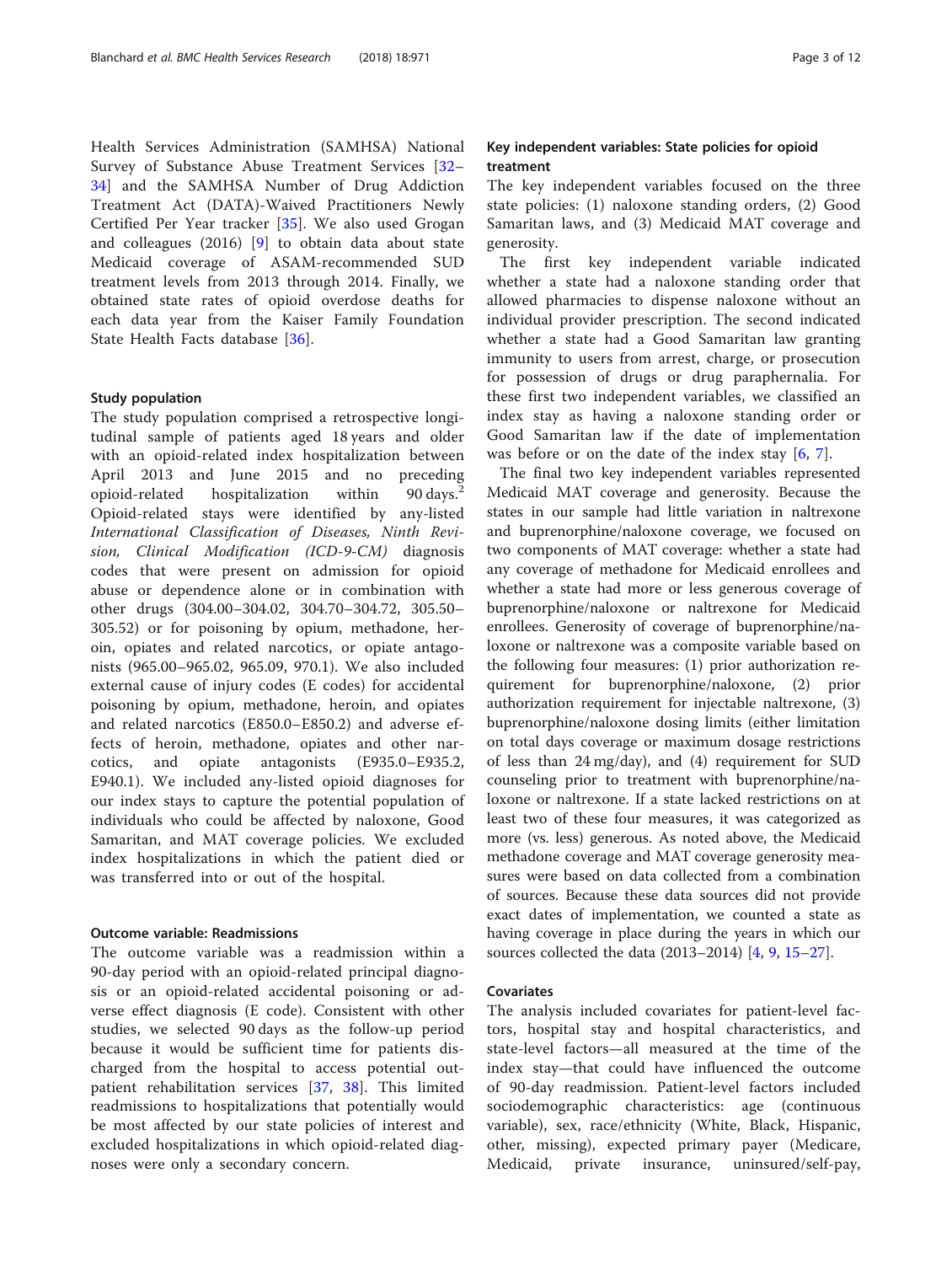Health Services Administration (SAMHSA) National Survey of Substance Abuse Treatment Services [32–34] and the SAMHSA Number of Drug Addiction Treatment Act (DATA)-Waived Practitioners Newly Certified Per Year tracker [35]. We also used Grogan and colleagues (2016) [9] to obtain data about state Medicaid coverage of ASAM-recommended SUD treatment levels from 2013 through 2014. Finally, we obtained state rates of opioid overdose deaths for each data year from the Kaiser Family Foundation State Health Facts database [36].

### Study population

The study population comprised a retrospective longitudinal sample of patients aged 18 years and older with an opioid-related index hospitalization between April 2013 and June 2015 and no preceding opioid-related hospitalization within 90 days.[2] Opioid-related stays were identified by any-listed *International Classification of Diseases, Ninth Revision, Clinical Modification (ICD-9-CM)* diagnosis codes that were present on admission for opioid abuse or dependence alone or in combination with other drugs (304.00–304.02, 304.70–304.72, 305.50–305.52) or for poisoning by opium, methadone, heroin, opiates and related narcotics, or opiate antagonists (965.00–965.02, 965.09, 970.1). We also included external cause of injury codes (E codes) for accidental poisoning by opium, methadone, heroin, and opiates and related narcotics (E850.0–E850.2) and adverse effects of heroin, methadone, opiates and other narcotics, and opiate antagonists (E935.0–E935.2, E940.1). We included any-listed opioid diagnoses for our index stays to capture the potential population of individuals who could be affected by naloxone, Good Samaritan, and MAT coverage policies. We excluded index hospitalizations in which the patient died or was transferred into or out of the hospital.

### Outcome variable: Readmissions

The outcome variable was a readmission within a 90-day period with an opioid-related principal diagnosis or an opioid-related accidental poisoning or adverse effect diagnosis (E code). Consistent with other studies, we selected 90 days as the follow-up period because it would be sufficient time for patients discharged from the hospital to access outpatient rehabilitation services [37, 38]. This limited readmissions to hospitalizations that potentially would be most affected by our state policies of interest and excluded hospitalizations in which opioid-related diagnoses were only a secondary concern.

### Key independent variables: State policies for opioid treatment

The key independent variables focused on the three state policies: (1) naloxone standing orders, (2) Good Samaritan laws, and (3) Medicaid MAT coverage and generosity.

The first key independent variable indicated whether a state had a naloxone standing order that allowed pharmacies to dispense naloxone without an individual provider prescription. The second indicated whether a state had a Good Samaritan law granting immunity to users from arrest, charge, or prosecution for possession of drugs or drug paraphernalia. For these first two independent variables, we classified an index stay as having a naloxone standing order or Good Samaritan law if the date of implementation was before or on the date of the index stay [6, 7].

The final two key independent variables represented Medicaid MAT coverage and generosity. Because the states in our sample had little variation in naltrexone and buprenorphine/naloxone coverage, we focused on two components of MAT coverage: whether a state had any coverage of methadone for Medicaid enrollees and whether a state had more or less generous coverage of buprenorphine/naloxone or naltrexone for Medicaid enrollees. Generosity of coverage of buprenorphine/naloxone or naltrexone was a composite variable based on the following four measures: (1) prior authorization requirement for buprenorphine/naloxone, (2) prior authorization requirement for injectable naltrexone, (3) buprenorphine/naloxone dosing limits (either limitation on total days coverage or maximum dosage restrictions of less than 24 mg/day), and (4) requirement for SUD counseling prior to treatment with buprenorphine/naloxone or naltrexone. If a state lacked restrictions on at least two of these four measures, it was categorized as more (vs. less) generous. As noted above, the Medicaid methadone coverage and MAT coverage generosity measures were based on data collected from a combination of sources. Because these data sources did not provide exact dates of implementation, we counted a state as having coverage in place during the years in which our sources collected the data (2013–2014) [4, 9, 15–27].

### Covariates

The analysis included covariates for patient-level factors, hospital stay and hospital characteristics, and state-level factors—all measured at the time of the index stay—that could have influenced the outcome of 90-day readmission. Patient-level factors included sociodemographic characteristics: age (continuous variable), sex, race/ethnicity (White, Black, Hispanic, other, missing), expected primary payer (Medicare, Medicaid, private insurance, uninsured/self-pay,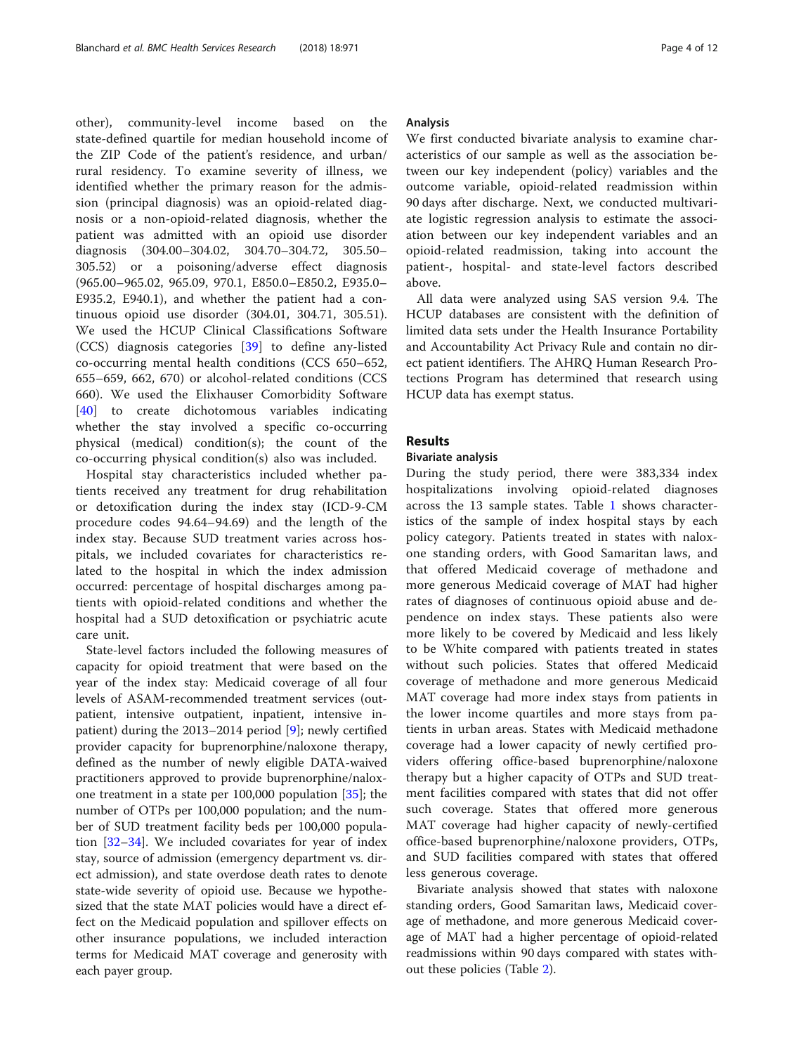other), community-level income based on the state-defined quartile for median household income of the ZIP Code of the patient's residence, and urban/rural residency. To examine severity of illness, we identified whether the primary reason for the admission (principal diagnosis) was an opioid-related diagnosis or a non-opioid-related diagnosis, whether the patient was admitted with an opioid use disorder diagnosis (304.00–304.02, 304.70–304.72, 305.50–305.52) or a poisoning/adverse effect diagnosis (965.00–965.02, 965.09, 970.1, E850.0–E850.2, E935.0–E935.2, E940.1), and whether the patient had a continuous opioid use disorder (304.01, 304.71, 305.51). We used the HCUP Clinical Classifications Software (CCS) diagnosis categories [39] to define any-listed co-occurring mental health conditions (CCS 650–652, 655–659, 662, 670) or alcohol-related conditions (CCS 660). We used the Elixhauser Comorbidity Software [40] to create dichotomous variables indicating whether the stay involved a specific co-occurring physical (medical) condition(s); the count of the co-occurring physical condition(s) also was included.

Hospital stay characteristics included whether patients received any treatment for drug rehabilitation or detoxification during the index stay (ICD-9-CM procedure codes 94.64–94.69) and the length of the index stay. Because SUD treatment varies across hospitals, we included covariates for characteristics related to the hospital in which the index admission occurred: percentage of hospital discharges among patients with opioid-related conditions and whether the hospital had a SUD detoxification or psychiatric acute care unit.

State-level factors included the following measures of capacity for opioid treatment that were based on the year of the index stay: Medicaid coverage of all four levels of ASAM-recommended treatment services (outpatient, intensive outpatient, inpatient, intensive inpatient) during the 2013–2014 period [9]; newly certified provider capacity for buprenorphine/naloxone therapy, defined as the number of newly eligible DATA-waived practitioners approved to provide buprenorphine/naloxone treatment in a state per 100,000 population [35]; the number of OTPs per 100,000 population; and the number of SUD treatment facility beds per 100,000 population [32–34]. We included covariates for year of index stay, source of admission (emergency department vs. direct admission), and state overdose death rates to denote state-wide severity of opioid use. Because we hypothesized that the state MAT policies would have a direct effect on the Medicaid population and spillover effects on other insurance populations, we included interaction terms for Medicaid MAT coverage and generosity with each payer group.

### Analysis

We first conducted bivariate analysis to examine characteristics of our sample as well as the association between our key independent (policy) variables and the outcome variable, opioid-related readmission within 90 days after discharge. Next, we conducted multivariate logistic regression analysis to estimate the association between our key independent variables and an opioid-related readmission, taking into account the patient-, hospital- and state-level factors described above.

All data were analyzed using SAS version 9.4. The HCUP databases are consistent with the definition of limited data sets under the Health Insurance Portability and Accountability Act Privacy Rule and contain no direct patient identifiers. The AHRQ Human Research Protections Program has determined that research using HCUP data has exempt status.

## Results

### Bivariate analysis

During the study period, there were 383,334 index hospitalizations involving opioid-related diagnoses across the 13 sample states. Table 1 shows characteristics of the sample of index hospital stays by each policy category. Patients treated in states with naloxone standing orders, with Good Samaritan laws, and that offered Medicaid coverage of methadone and more generous Medicaid coverage of MAT had higher rates of diagnoses of continuous opioid abuse and dependence on index stays. These patients also were more likely to be covered by Medicaid and less likely to be White compared with patients treated in states without such policies. States that offered Medicaid coverage of methadone and more generous Medicaid MAT coverage had more index stays from patients in the lower income quartiles and more stays from patients in urban areas. States with Medicaid methadone coverage had a lower capacity of newly certified providers offering office-based buprenorphine/naloxone therapy but a higher capacity of OTPs and SUD treatment facilities compared with states that did not offer such coverage. States that offered more generous MAT coverage had higher capacity of newly-certified office-based buprenorphine/naloxone providers, OTPs, and SUD facilities compared with states that offered less generous coverage.

Bivariate analysis showed that states with naloxone standing orders, Good Samaritan laws, Medicaid coverage of methadone, and more generous Medicaid coverage of MAT had a higher percentage of opioid-related readmissions within 90 days compared with states without these policies (Table 2).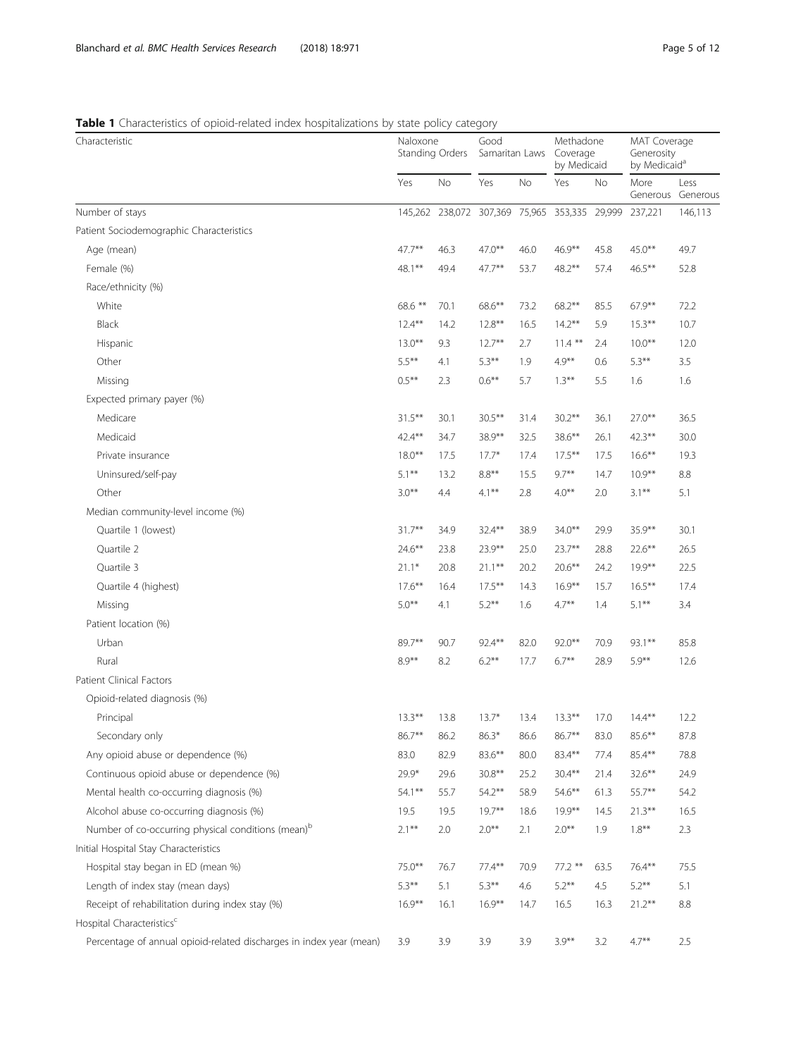**Table 1** Characteristics of opioid-related index hospitalizations by state policy category

| Characteristic | Naloxone Standing Orders | | Good Samaritan Laws | | Methadone Coverage by Medicaid | | MAT Coverage Generosity by Medicaid[a] | |
|---|---|---|---|---|---|---|---|---|
| | Yes | No | Yes | No | Yes | No | More Generous | Less Generous |
| Number of stays | 145,262 | 238,072 | 307,369 | 75,965 | 353,335 | 29,999 | 237,221 | 146,113 |
| Patient Sociodemographic Characteristics | | | | | | | | |
| Age (mean) | 47.7** | 46.3 | 47.0** | 46.0 | 46.9** | 45.8 | 45.0** | 49.7 |
| Female (%) | 48.1** | 49.4 | 47.7** | 53.7 | 48.2** | 57.4 | 46.5** | 52.8 |
| Race/ethnicity (%) | | | | | | | | |
| White | 68.6 ** | 70.1 | 68.6** | 73.2 | 68.2** | 85.5 | 67.9** | 72.2 |
| Black | 12.4** | 14.2 | 12.8** | 16.5 | 14.2** | 5.9 | 15.3** | 10.7 |
| Hispanic | 13.0** | 9.3 | 12.7** | 2.7 | 11.4 ** | 2.4 | 10.0** | 12.0 |
| Other | 5.5** | 4.1 | 5.3** | 1.9 | 4.9** | 0.6 | 5.3** | 3.5 |
| Missing | 0.5** | 2.3 | 0.6** | 5.7 | 1.3** | 5.5 | 1.6 | 1.6 |
| Expected primary payer (%) | | | | | | | | |
| Medicare | 31.5** | 30.1 | 30.5** | 31.4 | 30.2** | 36.1 | 27.0** | 36.5 |
| Medicaid | 42.4** | 34.7 | 38.9** | 32.5 | 38.6** | 26.1 | 42.3** | 30.0 |
| Private insurance | 18.0** | 17.5 | 17.7* | 17.4 | 17.5** | 17.5 | 16.6** | 19.3 |
| Uninsured/self-pay | 5.1** | 13.2 | 8.8** | 15.5 | 9.7** | 14.7 | 10.9** | 8.8 |
| Other | 3.0** | 4.4 | 4.1** | 2.8 | 4.0** | 2.0 | 3.1** | 5.1 |
| Median community-level income (%) | | | | | | | | |
| Quartile 1 (lowest) | 31.7** | 34.9 | 32.4** | 38.9 | 34.0** | 29.9 | 35.9** | 30.1 |
| Quartile 2 | 24.6** | 23.8 | 23.9** | 25.0 | 23.7** | 28.8 | 22.6** | 26.5 |
| Quartile 3 | 21.1* | 20.8 | 21.1** | 20.2 | 20.6** | 24.2 | 19.9** | 22.5 |
| Quartile 4 (highest) | 17.6** | 16.4 | 17.5** | 14.3 | 16.9** | 15.7 | 16.5** | 17.4 |
| Missing | 5.0** | 4.1 | 5.2** | 1.6 | 4.7** | 1.4 | 5.1** | 3.4 |
| Patient location (%) | | | | | | | | |
| Urban | 89.7** | 90.7 | 92.4** | 82.0 | 92.0** | 70.9 | 93.1** | 85.8 |
| Rural | 8.9** | 8.2 | 6.2** | 17.7 | 6.7** | 28.9 | 5.9** | 12.6 |
| Patient Clinical Factors | | | | | | | | |
| Opioid-related diagnosis (%) | | | | | | | | |
| Principal | 13.3** | 13.8 | 13.7* | 13.4 | 13.3** | 17.0 | 14.4** | 12.2 |
| Secondary only | 86.7** | 86.2 | 86.3* | 86.6 | 86.7** | 83.0 | 85.6** | 87.8 |
| Any opioid abuse or dependence (%) | 83.0 | 82.9 | 83.6** | 80.0 | 83.4** | 77.4 | 85.4** | 78.8 |
| Continuous opioid abuse or dependence (%) | 29.9* | 29.6 | 30.8** | 25.2 | 30.4** | 21.4 | 32.6** | 24.9 |
| Mental health co-occurring diagnosis (%) | 54.1** | 55.7 | 54.2** | 58.9 | 54.6** | 61.3 | 55.7** | 54.2 |
| Alcohol abuse co-occurring diagnosis (%) | 19.5 | 19.5 | 19.7** | 18.6 | 19.9** | 14.5 | 21.3** | 16.5 |
| Number of co-occurring physical conditions (mean)[b] | 2.1** | 2.0 | 2.0** | 2.1 | 2.0** | 1.9 | 1.8** | 2.3 |
| Initial Hospital Stay Characteristics | | | | | | | | |
| Hospital stay began in ED (mean %) | 75.0** | 76.7 | 77.4** | 70.9 | 77.2 ** | 63.5 | 76.4** | 75.5 |
| Length of index stay (mean days) | 5.3** | 5.1 | 5.3** | 4.6 | 5.2** | 4.5 | 5.2** | 5.1 |
| Receipt of rehabilitation during index stay (%) | 16.9** | 16.1 | 16.9** | 14.7 | 16.5 | 16.3 | 21.2** | 8.8 |
| Hospital Characteristics[c] | | | | | | | | |
| Percentage of annual opioid-related discharges in index year (mean) | 3.9 | 3.9 | 3.9 | 3.9 | 3.9** | 3.2 | 4.7** | 2.5 |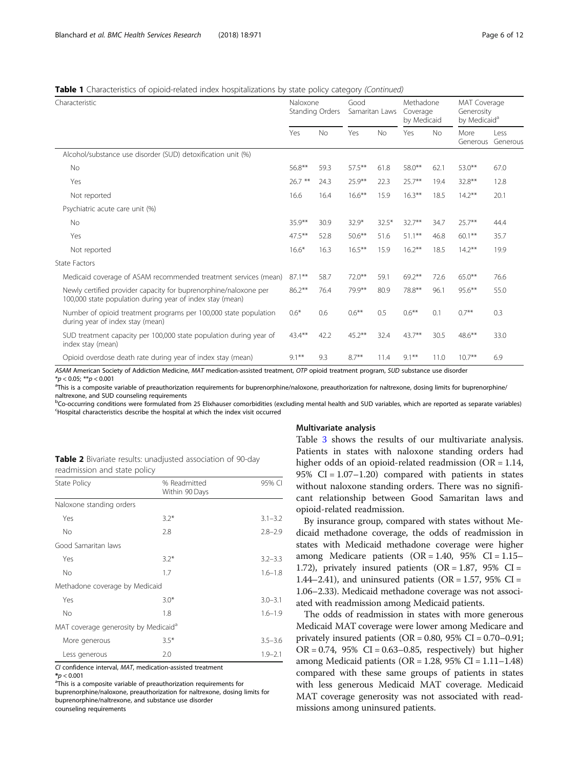**Table 1** Characteristics of opioid-related index hospitalizations by state policy category *(Continued)*

| Characteristic | Naloxone Standing Orders | | Good Samaritan Laws | | Methadone Coverage by Medicaid | | MAT Coverage Generosity by Medicaid[a] | |
|---|---|---|---|---|---|---|---|---|
| | Yes | No | Yes | No | Yes | No | More Generous | Less Generous |
| Alcohol/substance use disorder (SUD) detoxification unit (%) | | | | | | | | |
| No | 56.8** | 59.3 | 57.5** | 61.8 | 58.0** | 62.1 | 53.0** | 67.0 |
| Yes | 26.7 ** | 24.3 | 25.9** | 22.3 | 25.7** | 19.4 | 32.8** | 12.8 |
| Not reported | 16.6 | 16.4 | 16.6** | 15.9 | 16.3** | 18.5 | 14.2** | 20.1 |
| Psychiatric acute care unit (%) | | | | | | | | |
| No | 35.9** | 30.9 | 32.9* | 32.5* | 32.7** | 34.7 | 25.7** | 44.4 |
| Yes | 47.5** | 52.8 | 50.6** | 51.6 | 51.1** | 46.8 | 60.1** | 35.7 |
| Not reported | 16.6* | 16.3 | 16.5** | 15.9 | 16.2** | 18.5 | 14.2** | 19.9 |
| State Factors | | | | | | | | |
| Medicaid coverage of ASAM recommended treatment services (mean) | 87.1** | 58.7 | 72.0** | 59.1 | 69.2** | 72.6 | 65.0** | 76.6 |
| Newly certified provider capacity for buprenorphine/naloxone per 100,000 state population during year of index stay (mean) | 86.2** | 76.4 | 79.9** | 80.9 | 78.8** | 96.1 | 95.6** | 55.0 |
| Number of opioid treatment programs per 100,000 state population during year of index stay (mean) | 0.6* | 0.6 | 0.6** | 0.5 | 0.6** | 0.1 | 0.7** | 0.3 |
| SUD treatment capacity per 100,000 state population during year of index stay (mean) | 43.4** | 42.2 | 45.2** | 32.4 | 43.7** | 30.5 | 48.6** | 33.0 |
| Opioid overdose death rate during year of index stay (mean) | 9.1** | 9.3 | 8.7** | 11.4 | 9.1** | 11.0 | 10.7** | 6.9 |

*ASAM* American Society of Addiction Medicine, *MAT* medication-assisted treatment, *OTP* opioid treatment program, *SUD* substance use disorder
*$p < 0.05$; **$p < 0.001$
[a]This is a composite variable of preauthorization requirements for buprenorphine/naloxone, preauthorization for naltrexone, dosing limits for buprenorphine/naltrexone, and SUD counseling requirements
[b]Co-occurring conditions were formulated from 25 Elixhauser comorbidities (excluding mental health and SUD variables, which are reported as separate variables)
[c]Hospital characteristics describe the hospital at which the index visit occurred

**Table 2** Bivariate results: unadjusted association of 90-day readmission and state policy

| State Policy | % Readmitted Within 90 Days | 95% CI |
|---|---|---|
| Naloxone standing orders | | |
| Yes | 3.2* | 3.1–3.2 |
| No | 2.8 | 2.8–2.9 |
| Good Samaritan laws | | |
| Yes | 3.2* | 3.2–3.3 |
| No | 1.7 | 1.6–1.8 |
| Methadone coverage by Medicaid | | |
| Yes | 3.0* | 3.0–3.1 |
| No | 1.8 | 1.6–1.9 |
| MAT coverage generosity by Medicaid[a] | | |
| More generous | 3.5* | 3.5–3.6 |
| Less generous | 2.0 | 1.9–2.1 |

*CI* confidence interval, *MAT*, medication-assisted treatment
*$p < 0.001$
[a]This is a composite variable of preauthorization requirements for buprenorphine/naloxone, preauthorization for naltrexone, dosing limits for buprenorphine/naltrexone, and substance use disorder counseling requirements

## Multivariate analysis

Table 3 shows the results of our multivariate analysis. Patients in states with naloxone standing orders had higher odds of an opioid-related readmission (OR = 1.14, 95% CI = 1.07–1.20) compared with patients in states without naloxone standing orders. There was no significant relationship between Good Samaritan laws and opioid-related readmission.

By insurance group, compared with states without Medicaid methadone coverage, the odds of readmission in states with Medicaid methadone coverage were higher among Medicare patients (OR = 1.40, 95% CI = 1.15–1.72), privately insured patients (OR = 1.87, 95% CI = 1.44–2.41), and uninsured patients (OR = 1.57, 95% CI = 1.06–2.33). Medicaid methadone coverage was not associated with readmission among Medicaid patients.

The odds of readmission in states with more generous Medicaid MAT coverage were lower among Medicare and privately insured patients (OR = 0.80, 95% CI = 0.70–0.91; OR = 0.74, 95% CI = 0.63–0.85, respectively) but higher among Medicaid patients (OR = 1.28, 95% CI = 1.11–1.48) compared with these same groups of patients in states with less generous Medicaid MAT coverage. Medicaid MAT coverage generosity was not associated with readmissions among uninsured patients.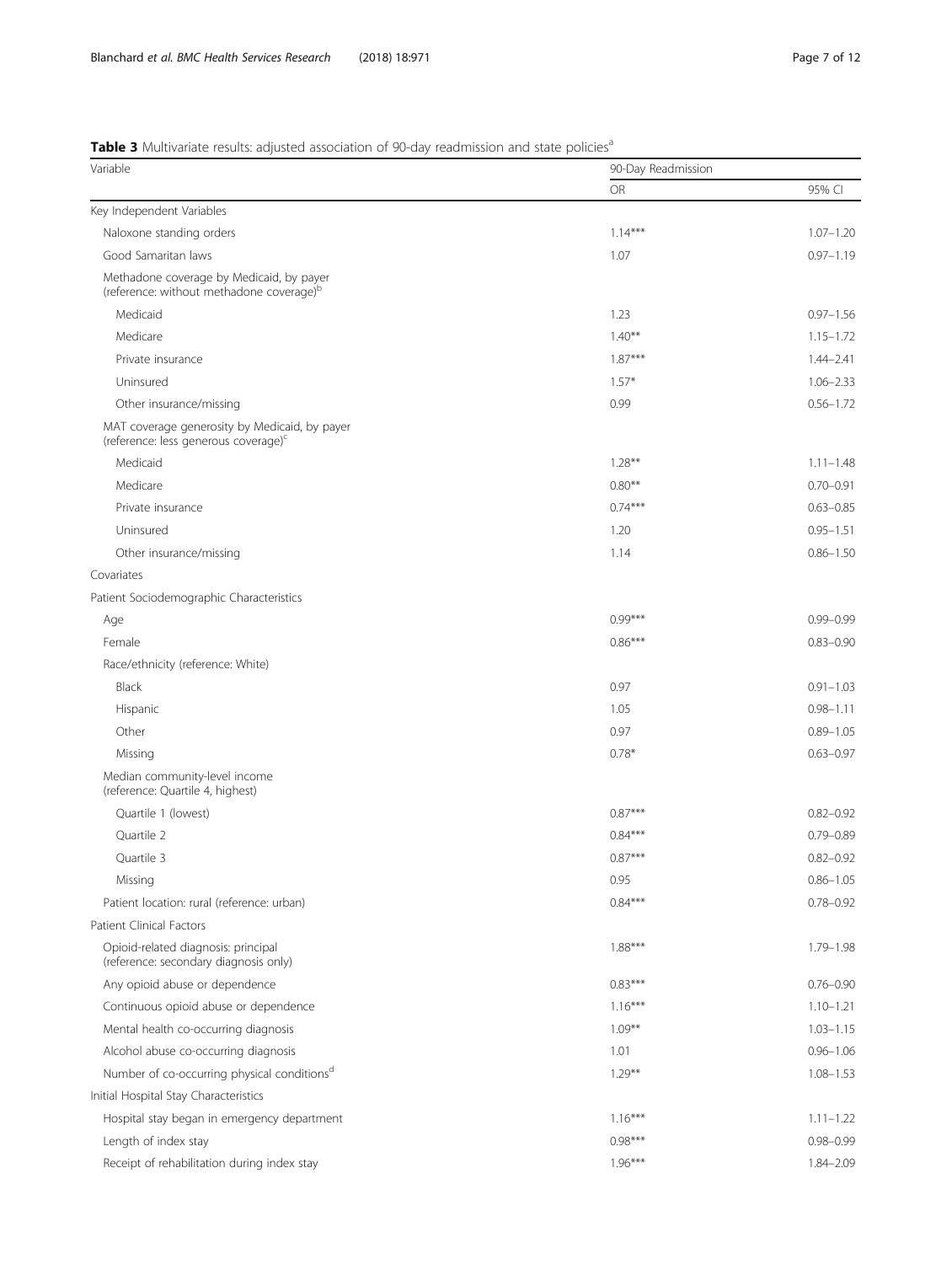**Table 3** Multivariate results: adjusted association of 90-day readmission and state policies[a]

| Variable | 90-Day Readmission | |
|---|---|---|
| | OR | 95% CI |
| Key Independent Variables | | |
| Naloxone standing orders | 1.14*** | 1.07–1.20 |
| Good Samaritan laws | 1.07 | 0.97–1.19 |
| Methadone coverage by Medicaid, by payer (reference: without methadone coverage)[b] | | |
| Medicaid | 1.23 | 0.97–1.56 |
| Medicare | 1.40** | 1.15–1.72 |
| Private insurance | 1.87*** | 1.44–2.41 |
| Uninsured | 1.57* | 1.06–2.33 |
| Other insurance/missing | 0.99 | 0.56–1.72 |
| MAT coverage generosity by Medicaid, by payer (reference: less generous coverage)[c] | | |
| Medicaid | 1.28** | 1.11–1.48 |
| Medicare | 0.80** | 0.70–0.91 |
| Private insurance | 0.74*** | 0.63–0.85 |
| Uninsured | 1.20 | 0.95–1.51 |
| Other insurance/missing | 1.14 | 0.86–1.50 |
| Covariates | | |
| Patient Sociodemographic Characteristics | | |
| Age | 0.99*** | 0.99–0.99 |
| Female | 0.86*** | 0.83–0.90 |
| Race/ethnicity (reference: White) | | |
| Black | 0.97 | 0.91–1.03 |
| Hispanic | 1.05 | 0.98–1.11 |
| Other | 0.97 | 0.89–1.05 |
| Missing | 0.78* | 0.63–0.97 |
| Median community-level income (reference: Quartile 4, highest) | | |
| Quartile 1 (lowest) | 0.87*** | 0.82–0.92 |
| Quartile 2 | 0.84*** | 0.79–0.89 |
| Quartile 3 | 0.87*** | 0.82–0.92 |
| Missing | 0.95 | 0.86–1.05 |
| Patient location: rural (reference: urban) | 0.84*** | 0.78–0.92 |
| Patient Clinical Factors | | |
| Opioid-related diagnosis: principal (reference: secondary diagnosis only) | 1.88*** | 1.79–1.98 |
| Any opioid abuse or dependence | 0.83*** | 0.76–0.90 |
| Continuous opioid abuse or dependence | 1.16*** | 1.10–1.21 |
| Mental health co-occurring diagnosis | 1.09** | 1.03–1.15 |
| Alcohol abuse co-occurring diagnosis | 1.01 | 0.96–1.06 |
| Number of co-occurring physical conditions[d] | 1.29** | 1.08–1.53 |
| Initial Hospital Stay Characteristics | | |
| Hospital stay began in emergency department | 1.16*** | 1.11–1.22 |
| Length of index stay | 0.98*** | 0.98–0.99 |
| Receipt of rehabilitation during index stay | 1.96*** | 1.84–2.09 |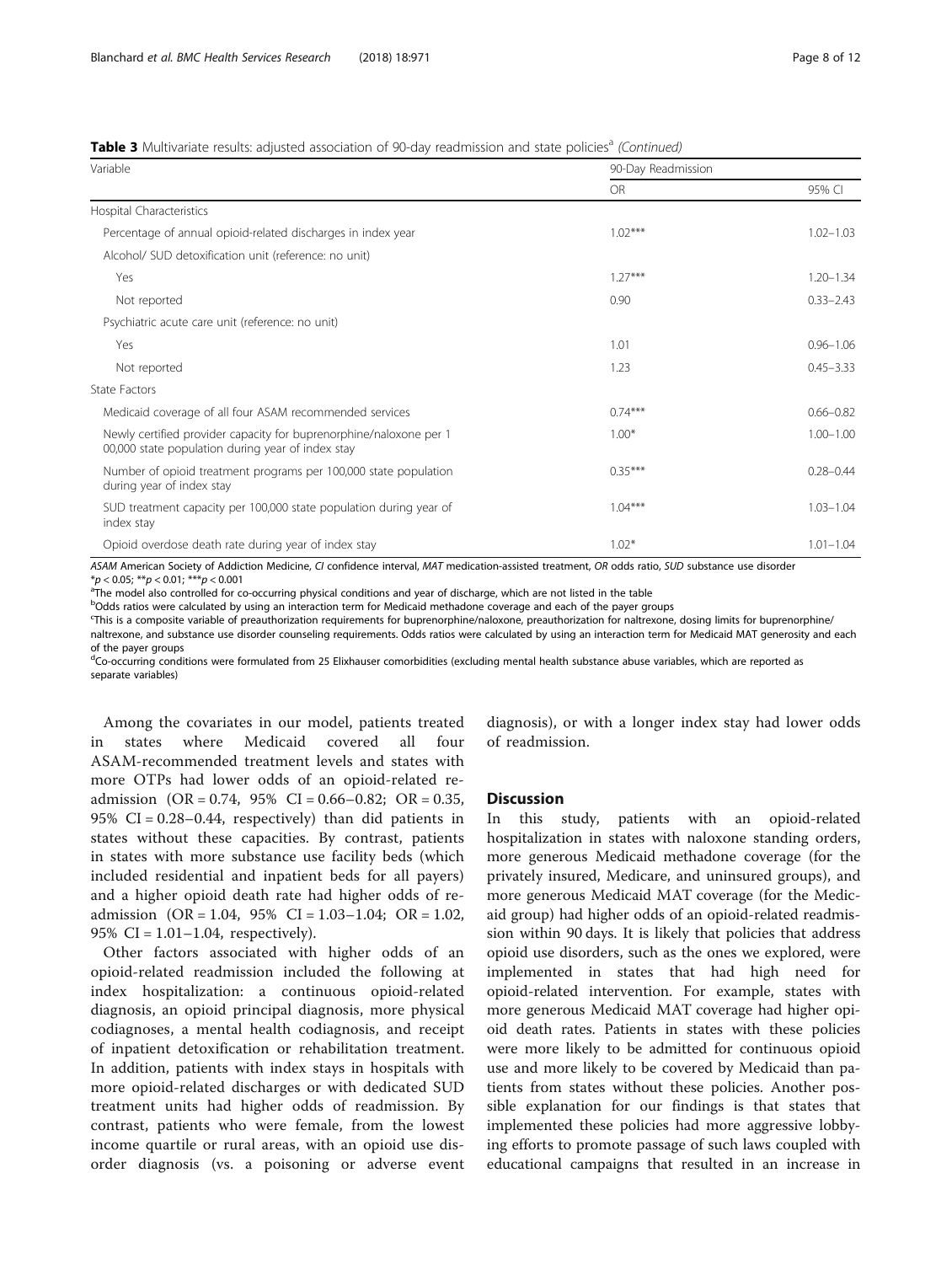**Table 3** Multivariate results: adjusted association of 90-day readmission and state policies[a] *(Continued)*

| Variable | 90-Day Readmission | |
|---|---|---|
| | OR | 95% CI |
| Hospital Characteristics | | |
| Percentage of annual opioid-related discharges in index year | 1.02*** | 1.02–1.03 |
| Alcohol/ SUD detoxification unit (reference: no unit) | | |
| Yes | 1.27*** | 1.20–1.34 |
| Not reported | 0.90 | 0.33–2.43 |
| Psychiatric acute care unit (reference: no unit) | | |
| Yes | 1.01 | 0.96–1.06 |
| Not reported | 1.23 | 0.45–3.33 |
| State Factors | | |
| Medicaid coverage of all four ASAM recommended services | 0.74*** | 0.66–0.82 |
| Newly certified provider capacity for buprenorphine/naloxone per 100,000 state population during year of index stay | 1.00* | 1.00–1.00 |
| Number of opioid treatment programs per 100,000 state population during year of index stay | 0.35*** | 0.28–0.44 |
| SUD treatment capacity per 100,000 state population during year of index stay | 1.04*** | 1.03–1.04 |
| Opioid overdose death rate during year of index stay | 1.02* | 1.01–1.04 |

*ASAM* American Society of Addiction Medicine, *CI* confidence interval, *MAT* medication-assisted treatment, *OR* odds ratio, *SUD* substance use disorder

*$p < 0.05$; **$p < 0.01$; ***$p < 0.001$

[a]The model also controlled for co-occurring physical conditions and year of discharge, which are not listed in the table

[b]Odds ratios were calculated by using an interaction term for Medicaid methadone coverage and each of the payer groups

[c]This is a composite variable of preauthorization requirements for buprenorphine/naloxone, preauthorization for naltrexone, dosing limits for buprenorphine/naltrexone, and substance use disorder counseling requirements. Odds ratios were calculated by using an interaction term for Medicaid MAT generosity and each of the payer groups

[d]Co-occurring conditions were formulated from 25 Elixhauser comorbidities (excluding mental health substance abuse variables, which are reported as separate variables)

Among the covariates in our model, patients treated in states where Medicaid covered all four ASAM-recommended treatment levels and states with more OTPs had lower odds of an opioid-related readmission (OR = 0.74, 95% CI = 0.66–0.82; OR = 0.35, 95% CI = 0.28–0.44, respectively) than did patients in states without these capacities. By contrast, patients in states with more substance use facility beds (which included residential and inpatient beds for all payers) and a higher opioid death rate had higher odds of readmission (OR = 1.04, 95% CI = 1.03–1.04; OR = 1.02, 95% CI = 1.01–1.04, respectively).

Other factors associated with higher odds of an opioid-related readmission included the following at index hospitalization: a continuous opioid-related diagnosis, an opioid principal diagnosis, more physical codiagnoses, a mental health codiagnosis, and receipt of inpatient detoxification or rehabilitation treatment. In addition, patients with index stays in hospitals with more opioid-related discharges or with dedicated SUD treatment units had higher odds of readmission. By contrast, patients who were female, from the lowest income quartile or rural areas, with an opioid use disorder diagnosis (vs. a poisoning or adverse event diagnosis), or with a longer index stay had lower odds of readmission.

## Discussion

In this study, patients with an opioid-related hospitalization in states with naloxone standing orders, more generous Medicaid methadone coverage (for the privately insured, Medicare, and uninsured groups), and more generous Medicaid MAT coverage (for the Medicaid group) had higher odds of an opioid-related readmission within 90 days. It is likely that policies that address opioid use disorders, such as the ones we explored, were implemented in states that had high need for opioid-related intervention. For example, states with more generous Medicaid MAT coverage had higher opioid death rates. Patients in states with these policies were more likely to be admitted for continuous opioid use and more likely to be covered by Medicaid than patients from states without these policies. Another possible explanation for our findings is that states that implemented these policies had more aggressive lobbying efforts to promote passage of such laws coupled with educational campaigns that resulted in an increase in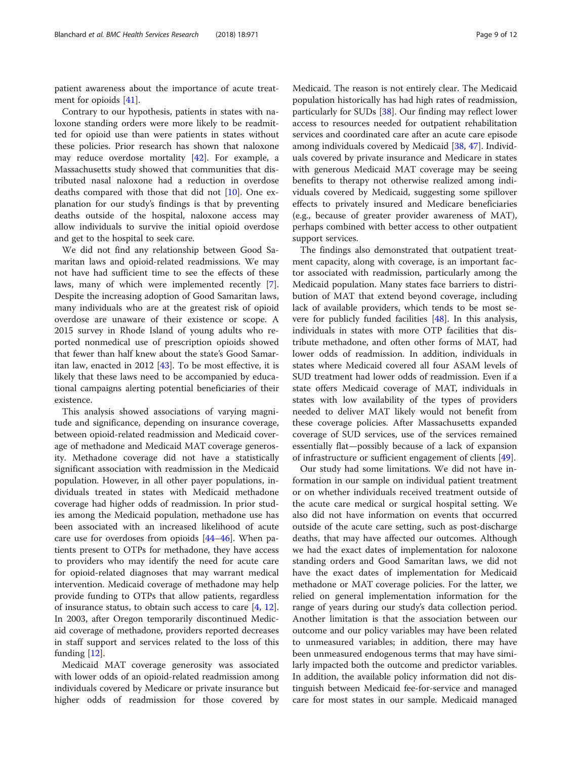patient awareness about the importance of acute treatment for opioids [41].

Contrary to our hypothesis, patients in states with naloxone standing orders were more likely to be readmitted for opioid use than were patients in states without these policies. Prior research has shown that naloxone may reduce overdose mortality [42]. For example, a Massachusetts study showed that communities that distributed nasal naloxone had a reduction in overdose deaths compared with those that did not [10]. One explanation for our study's findings is that by preventing deaths outside of the hospital, naloxone access may allow individuals to survive the initial opioid overdose and get to the hospital to seek care.

We did not find any relationship between Good Samaritan laws and opioid-related readmissions. We may not have had sufficient time to see the effects of these laws, many of which were implemented recently [7]. Despite the increasing adoption of Good Samaritan laws, many individuals who are at the greatest risk of opioid overdose are unaware of their existence or scope. A 2015 survey in Rhode Island of young adults who reported nonmedical use of prescription opioids showed that fewer than half knew about the state's Good Samaritan law, enacted in 2012 [43]. To be most effective, it is likely that these laws need to be accompanied by educational campaigns alerting potential beneficiaries of their existence.

This analysis showed associations of varying magnitude and significance, depending on insurance coverage, between opioid-related readmission and Medicaid coverage of methadone and Medicaid MAT coverage generosity. Methadone coverage did not have a statistically significant association with readmission in the Medicaid population. However, in all other payer populations, individuals treated in states with Medicaid methadone coverage had higher odds of readmission. In prior studies among the Medicaid population, methadone use has been associated with an increased likelihood of acute care use for overdoses from opioids [44–46]. When patients present to OTPs for methadone, they have access to providers who may identify the need for acute care for opioid-related diagnoses that may warrant medical intervention. Medicaid coverage of methadone may help provide funding to OTPs that allow patients, regardless of insurance status, to obtain such access to care [4, 12]. In 2003, after Oregon temporarily discontinued Medicaid coverage of methadone, providers reported decreases in staff support and services related to the loss of this funding [12].

Medicaid MAT coverage generosity was associated with lower odds of an opioid-related readmission among individuals covered by Medicare or private insurance but higher odds of readmission for those covered by Medicaid. The reason is not entirely clear. The Medicaid population historically has had high rates of readmission, particularly for SUDs [38]. Our finding may reflect lower access to resources needed for outpatient rehabilitation services and coordinated care after an acute care episode among individuals covered by Medicaid [38, 47]. Individuals covered by private insurance and Medicare in states with generous Medicaid MAT coverage may be seeing benefits to therapy not otherwise realized among individuals covered by Medicaid, suggesting some spillover effects to privately insured and Medicare beneficiaries (e.g., because of greater provider awareness of MAT), perhaps combined with better access to other outpatient support services.

The findings also demonstrated that outpatient treatment capacity, along with coverage, is an important factor associated with readmission, particularly among the Medicaid population. Many states face barriers to distribution of MAT that extend beyond coverage, including lack of available providers, which tends to be most severe for publicly funded facilities [48]. In this analysis, individuals in states with more OTP facilities that distribute methadone, and often other forms of MAT, had lower odds of readmission. In addition, individuals in states where Medicaid covered all four ASAM levels of SUD treatment had lower odds of readmission. Even if a state offers Medicaid coverage of MAT, individuals in states with low availability of the types of providers needed to deliver MAT likely would not benefit from these coverage policies. After Massachusetts expanded coverage of SUD services, use of the services remained essentially flat—possibly because of a lack of expansion of infrastructure or sufficient engagement of clients [49].

Our study had some limitations. We did not have information in our sample on individual patient treatment or on whether individuals received treatment outside of the acute care medical or surgical hospital setting. We also did not have information on events that occurred outside of the acute care setting, such as post-discharge deaths, that may have affected our outcomes. Although we had the exact dates of implementation for naloxone standing orders and Good Samaritan laws, we did not have the exact dates of implementation for Medicaid methadone or MAT coverage policies. For the latter, we relied on general implementation information for the range of years during our study's data collection period. Another limitation is that the association between our outcome and our policy variables may have been related to unmeasured variables; in addition, there may have been unmeasured endogenous terms that may have similarly impacted both the outcome and predictor variables. In addition, the available policy information did not distinguish between Medicaid fee-for-service and managed care for most states in our sample. Medicaid managed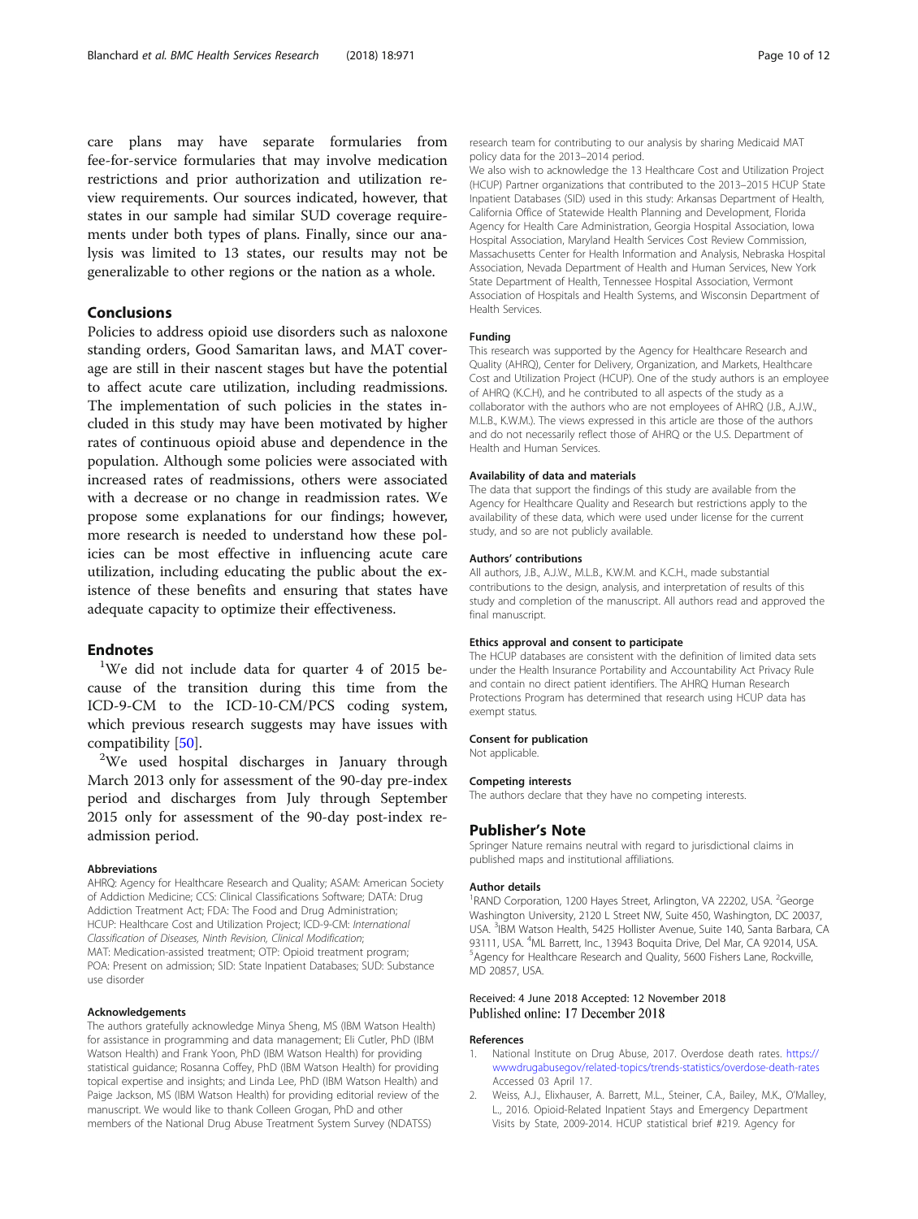care plans may have separate formularies from fee-for-service formularies that may involve medication restrictions and prior authorization and utilization review requirements. Our sources indicated, however, that states in our sample had similar SUD coverage requirements under both types of plans. Finally, since our analysis was limited to 13 states, our results may not be generalizable to other regions or the nation as a whole.

## Conclusions

Policies to address opioid use disorders such as naloxone standing orders, Good Samaritan laws, and MAT coverage are still in their nascent stages but have the potential to affect acute care utilization, including readmissions. The implementation of such policies in the states included in this study may have been motivated by higher rates of continuous opioid abuse and dependence in the population. Although some policies were associated with increased rates of readmissions, others were associated with a decrease or no change in readmission rates. We propose some explanations for our findings; however, more research is needed to understand how these policies can be most effective in influencing acute care utilization, including educating the public about the existence of these benefits and ensuring that states have adequate capacity to optimize their effectiveness.

## Endnotes

[1]We did not include data for quarter 4 of 2015 because of the transition during this time from the ICD-9-CM to the ICD-10-CM/PCS coding system, which previous research suggests may have issues with compatibility [50].

[2]We used hospital discharges in January through March 2013 only for assessment of the 90-day pre-index period and discharges from July through September 2015 only for assessment of the 90-day post-index readmission period.

### Abbreviations

AHRQ: Agency for Healthcare Research and Quality; ASAM: American Society of Addiction Medicine; CCS: Clinical Classifications Software; DATA: Drug Addiction Treatment Act; FDA: The Food and Drug Administration; HCUP: Healthcare Cost and Utilization Project; ICD-9-CM: *International Classification of Diseases, Ninth Revision, Clinical Modification*; MAT: Medication-assisted treatment; OTP: Opioid treatment program; POA: Present on admission; SID: State Inpatient Databases; SUD: Substance use disorder

### Acknowledgements

The authors gratefully acknowledge Minya Sheng, MS (IBM Watson Health) for assistance in programming and data management; Eli Cutler, PhD (IBM Watson Health) and Frank Yoon, PhD (IBM Watson Health) for providing statistical guidance; Rosanna Coffey, PhD (IBM Watson Health) for providing topical expertise and insights; and Linda Lee, PhD (IBM Watson Health) and Paige Jackson, MS (IBM Watson Health) for providing editorial review of the manuscript. We would like to thank Colleen Grogan, PhD and other members of the National Drug Abuse Treatment System Survey (NDATSS) research team for contributing to our analysis by sharing Medicaid MAT policy data for the 2013–2014 period.

We also wish to acknowledge the 13 Healthcare Cost and Utilization Project (HCUP) Partner organizations that contributed to the 2013–2015 HCUP State Inpatient Databases (SID) used in this study: Arkansas Department of Health, California Office of Statewide Health Planning and Development, Florida Agency for Health Care Administration, Georgia Hospital Association, Iowa Hospital Association, Maryland Health Services Cost Review Commission, Massachusetts Center for Health Information and Analysis, Nebraska Hospital Association, Nevada Department of Health and Human Services, New York State Department of Health, Tennessee Hospital Association, Vermont Association of Hospitals and Health Systems, and Wisconsin Department of Health Services.

### Funding

This research was supported by the Agency for Healthcare Research and Quality (AHRQ), Center for Delivery, Organization, and Markets, Healthcare Cost and Utilization Project (HCUP). One of the study authors is an employee of AHRQ (K.C.H), and he contributed to all aspects of the study as a collaborator with the authors who are not employees of AHRQ (J.B., A.J.W., M.L.B., K.W.M.). The views expressed in this article are those of the authors and do not necessarily reflect those of AHRQ or the U.S. Department of Health and Human Services.

### Availability of data and materials

The data that support the findings of this study are available from the Agency for Healthcare Quality and Research but restrictions apply to the availability of these data, which were used under license for the current study, and so are not publicly available.

### Authors' contributions

All authors, J.B., A.J.W., M.L.B., K.W.M. and K.C.H., made substantial contributions to the design, analysis, and interpretation of results of this study and completion of the manuscript. All authors read and approved the final manuscript.

### Ethics approval and consent to participate

The HCUP databases are consistent with the definition of limited data sets under the Health Insurance Portability and Accountability Act Privacy Rule and contain no direct patient identifiers. The AHRQ Human Research Protections Program has determined that research using HCUP data has exempt status.

### Consent for publication

Not applicable.

### Competing interests

The authors declare that they have no competing interests.

## Publisher's Note

Springer Nature remains neutral with regard to jurisdictional claims in published maps and institutional affiliations.

### Author details

[1]RAND Corporation, 1200 Hayes Street, Arlington, VA 22202, USA. [2]George Washington University, 2120 L Street NW, Suite 450, Washington, DC 20037, USA. [3]IBM Watson Health, 5425 Hollister Avenue, Suite 140, Santa Barbara, CA 93111, USA. [4]ML Barrett, Inc., 13943 Boquita Drive, Del Mar, CA 92014, USA. [5]Agency for Healthcare Research and Quality, 5600 Fishers Lane, Rockville, MD 20857, USA.

Received: 4 June 2018 Accepted: 12 November 2018
Published online: 17 December 2018

### References

1. National Institute on Drug Abuse, 2017. Overdose death rates. https://wwwdrugabusegov/related-topics/trends-statistics/overdose-death-rates Accessed 03 April 17.
2. Weiss, A.J., Elixhauser, A. Barrett, M.L., Steiner, C.A., Bailey, M.K., O'Malley, L., 2016. Opioid-Related Inpatient Stays and Emergency Department Visits by State, 2009-2014. HCUP statistical brief #219. Agency for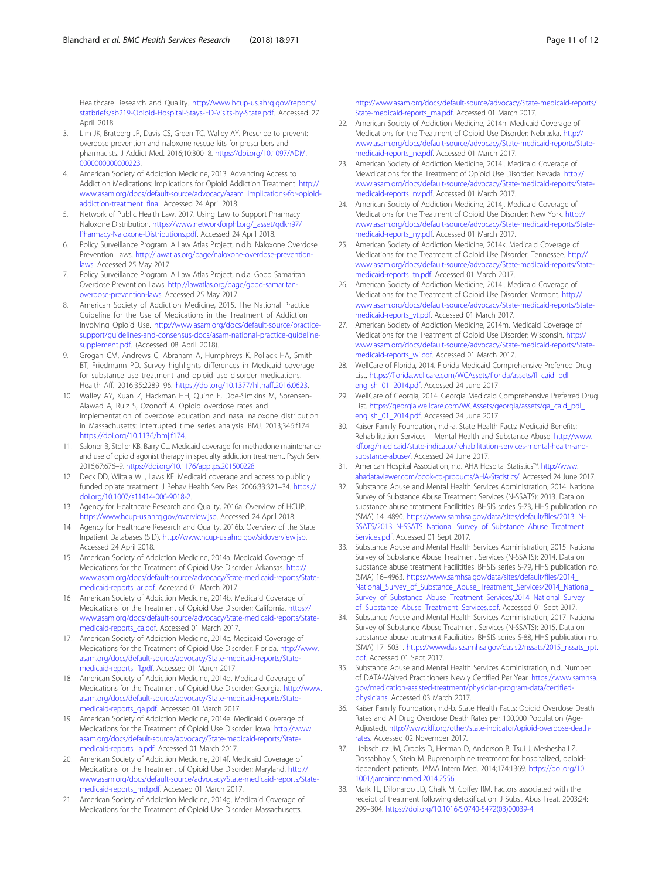Healthcare Research and Quality. http://www.hcup-us.ahrq.gov/reports/statbriefs/sb219-Opioid-Hospital-Stays-ED-Visits-by-State.pdf. Accessed 27 April 2018.

3. Lim JK, Bratberg JP, Davis CS, Green TC, Walley AY. Prescribe to prevent: overdose prevention and naloxone rescue kits for prescribers and pharmacists. J Addict Med. 2016;10:300–8. https://doi.org/10.1097/ADM.0000000000000223.
4. American Society of Addiction Medicine, 2013. Advancing Access to Addiction Medications: Implications for Opioid Addiction Treatment. http://www.asam.org/docs/default-source/advocacy/aaam_implications-for-opioid-addiction-treatment_final. Accessed 24 April 2018.
5. Network of Public Health Law, 2017. Using Law to Support Pharmacy Naloxone Distribution. https://www.networkforphl.org/_asset/qdkn97/Pharmacy-Naloxone-Distributions.pdf. Accessed 24 April 2018.
6. Policy Surveillance Program: A Law Atlas Project, n.d.b. Naloxone Overdose Prevention Laws. http://lawatlas.org/page/naloxone-overdose-prevention-laws. Accessed 25 May 2017.
7. Policy Surveillance Program: A Law Atlas Project, n.d.a. Good Samaritan Overdose Prevention Laws. http://lawatlas.org/page/good-samaritan-overdose-prevention-laws. Accessed 25 May 2017.
8. American Society of Addiction Medicine, 2015. The National Practice Guideline for the Use of Medications in the Treatment of Addiction Involving Opioid Use. http://www.asam.org/docs/default-source/practice-support/guidelines-and-consensus-docs/asam-national-practice-guideline-supplement.pdf. (Accessed 08 April 2018).
9. Grogan CM, Andrews C, Abraham A, Humphreys K, Pollack HA, Smith BT, Friedmann PD. Survey highlights differences in Medicaid coverage for substance use treatment and opioid use disorder medications. Health Aff. 2016;35:2289–96. https://doi.org/10.1377/hlthaff.2016.0623.
10. Walley AY, Xuan Z, Hackman HH, Quinn E, Doe-Simkins M, Sorensen-Alawad A, Ruiz S, Ozonoff A. Opioid overdose rates and implementation of overdose education and nasal naloxone distribution in Massachusetts: interrupted time series analysis. BMJ. 2013;346:f174. https://doi.org/10.1136/bmj.f174.
11. Saloner B, Stoller KB, Barry CL. Medicaid coverage for methadone maintenance and use of opioid agonist therapy in specialty addiction treatment. Psych Serv. 2016;67:676–9. https://doi.org/10.1176/appi.ps.201500228.
12. Deck DD, Wiitala WL, Laws KE. Medicaid coverage and access to publicly funded opiate treatment. J Behav Health Serv Res. 2006;33:321–34. https://doi.org/10.1007/s11414-006-9018-2.
13. Agency for Healthcare Research and Quality, 2016a. Overview of HCUP. https://www.hcup-us.ahrq.gov/overview.jsp. Accessed 24 April 2018.
14. Agency for Healthcare Research and Quality, 2016b. Overview of the State Inpatient Databases (SID). http://www.hcup-us.ahrq.gov/sidoverview.jsp. Accessed 24 April 2018.
15. American Society of Addiction Medicine, 2014a. Medicaid Coverage of Medications for the Treatment of Opioid Use Disorder: Arkansas. http://www.asam.org/docs/default-source/advocacy/State-medicaid-reports/State-medicaid-reports_ar.pdf. Accessed 01 March 2017.
16. American Society of Addiction Medicine, 2014b. Medicaid Coverage of Medications for the Treatment of Opioid Use Disorder: California. https://www.asam.org/docs/default-source/advocacy/State-medicaid-reports/State-medicaid-reports_ca.pdf. Accessed 01 March 2017.
17. American Society of Addiction Medicine, 2014c. Medicaid Coverage of Medications for the Treatment of Opioid Use Disorder: Florida. http://www.asam.org/docs/default-source/advocacy/State-medicaid-reports/State-medicaid-reports_fl.pdf. Accessed 01 March 2017.
18. American Society of Addiction Medicine, 2014d. Medicaid Coverage of Medications for the Treatment of Opioid Use Disorder: Georgia. http://www.asam.org/docs/default-source/advocacy/State-medicaid-reports/State-medicaid-reports_ga.pdf. Accessed 01 March 2017.
19. American Society of Addiction Medicine, 2014e. Medicaid Coverage of Medications for the Treatment of Opioid Use Disorder: Iowa. http://www.asam.org/docs/default-source/advocacy/State-medicaid-reports/State-medicaid-reports_ia.pdf. Accessed 01 March 2017.
20. American Society of Addiction Medicine, 2014f. Medicaid Coverage of Medications for the Treatment of Opioid Use Disorder: Maryland. http://www.asam.org/docs/default-source/advocacy/State-medicaid-reports/State-medicaid-reports_md.pdf. Accessed 01 March 2017.
21. American Society of Addiction Medicine, 2014g. Medicaid Coverage of Medications for the Treatment of Opioid Use Disorder: Massachusetts. http://www.asam.org/docs/default-source/advocacy/State-medicaid-reports/State-medicaid-reports_ma.pdf. Accessed 01 March 2017.
22. American Society of Addiction Medicine, 2014h. Medicaid Coverage of Medications for the Treatment of Opioid Use Disorder: Nebraska. http://www.asam.org/docs/default-source/advocacy/State-medicaid-reports/State-medicaid-reports_ne.pdf. Accessed 01 March 2017.
23. American Society of Addiction Medicine, 2014i. Medicaid Coverage of Mewdications for the Treatment of Opioid Use Disorder: Nevada. http://www.asam.org/docs/default-source/advocacy/State-medicaid-reports/State-medicaid-reports_nv.pdf. Accessed 01 March 2017.
24. American Society of Addiction Medicine, 2014j. Medicaid Coverage of Medications for the Treatment of Opioid Use Disorder: New York. http://www.asam.org/docs/default-source/advocacy/State-medicaid-reports/State-medicaid-reports_ny.pdf. Accessed 01 March 2017.
25. American Society of Addiction Medicine, 2014k. Medicaid Coverage of Medications for the Treatment of Opioid Use Disorder: Tennessee. http://www.asam.org/docs/default-source/advocacy/State-medicaid-reports/State-medicaid-reports_tn.pdf. Accessed 01 March 2017.
26. American Society of Addiction Medicine, 2014l. Medicaid Coverage of Medications for the Treatment of Opioid Use Disorder: Vermont. http://www.asam.org/docs/default-source/advocacy/State-medicaid-reports/State-medicaid-reports_vt.pdf. Accessed 01 March 2017.
27. American Society of Addiction Medicine, 2014m. Medicaid Coverage of Medications for the Treatment of Opioid Use Disorder: Wisconsin. http://www.asam.org/docs/default-source/advocacy/State-medicaid-reports/State-medicaid-reports_wi.pdf. Accessed 01 March 2017.
28. WellCare of Florida, 2014. Florida Medicaid Comprehensive Preferred Drug List. https://florida.wellcare.com/WCAssets/florida/assets/fl_caid_pdl_english_01_2014.pdf. Accessed 24 June 2017.
29. WellCare of Georgia, 2014. Georgia Medicaid Comprehensive Preferred Drug List. https://georgia.wellcare.com/WCAssets/georgia/assets/ga_caid_pdl_english_01_2014.pdf. Accessed 24 June 2017.
30. Kaiser Family Foundation, n.d.-a. State Health Facts: Medicaid Benefits: Rehabilitation Services – Mental Health and Substance Abuse. http://www.kff.org/medicaid/state-indicator/rehabilitation-services-mental-health-and-substance-abuse/. Accessed 24 June 2017.
31. American Hospital Association, n.d. AHA Hospital Statistics™. http://www.ahadataviewer.com/book-cd-products/AHA-Statistics/. Accessed 24 June 2017.
32. Substance Abuse and Mental Health Services Administration, 2014. National Survey of Substance Abuse Treatment Services (N-SSATS): 2013. Data on substance abuse treatment Facilities. BHSIS series S-73, HHS publication no. (SMA) 14–4890. https://www.samhsa.gov/data/sites/default/files/2013_N-SSATS/2013_N-SSATS_National_Survey_of_Substance_Abuse_Treatment_Services.pdf. Accessed 01 Sept 2017.
33. Substance Abuse and Mental Health Services Administration, 2015. National Survey of Substance Abuse Treatment Services (N-SSATS): 2014. Data on substance abuse treatment Facilities. BHSIS series S-79, HHS publication no. (SMA) 16–4963. https://www.samhsa.gov/data/sites/default/files/2014_National_Survey_of_Substance_Abuse_Treatment_Services/2014_National_Survey_of_Substance_Abuse_Treatment_Services/2014_National_Survey_of_Substance_Abuse_Treatment_Services.pdf. Accessed 01 Sept 2017.
34. Substance Abuse and Mental Health Services Administration, 2017. National Survey of Substance Abuse Treatment Services (N-SSATS): 2015. Data on substance abuse treatment Facilities. BHSIS series S-88, HHS publication no. (SMA) 17–5031. https://wwwdasis.samhsa.gov/dasis2/nssats/2015_nssats_rpt.pdf. Accessed 01 Sept 2017.
35. Substance Abuse and Mental Health Services Administration, n.d. Number of DATA-Waived Practitioners Newly Certified Per Year. https://www.samhsa.gov/medication-assisted-treatment/physician-program-data/certified-physicians. Accessed 03 March 2017.
36. Kaiser Family Foundation, n.d-b. State Health Facts: Opioid Overdose Death Rates and All Drug Overdose Death Rates per 100,000 Population (Age-Adjusted). http://www.kff.org/other/state-indicator/opioid-overdose-death-rates. Accessed 02 November 2017.
37. Liebschutz JM, Crooks D, Herman D, Anderson B, Tsui J, Meshesha LZ, Dossabhoy S, Stein M. Buprenorphine treatment for hospitalized, opioid-dependent patients. JAMA Intern Med. 2014;174:1369. https://doi.org/10.1001/jamainternmed.2014.2556.
38. Mark TL, Dilonardo JD, Chalk M, Coffey RM. Factors associated with the receipt of treatment following detoxification. J Subst Abus Treat. 2003;24:299–304. https://doi.org/10.1016/S0740-5472(03)00039-4.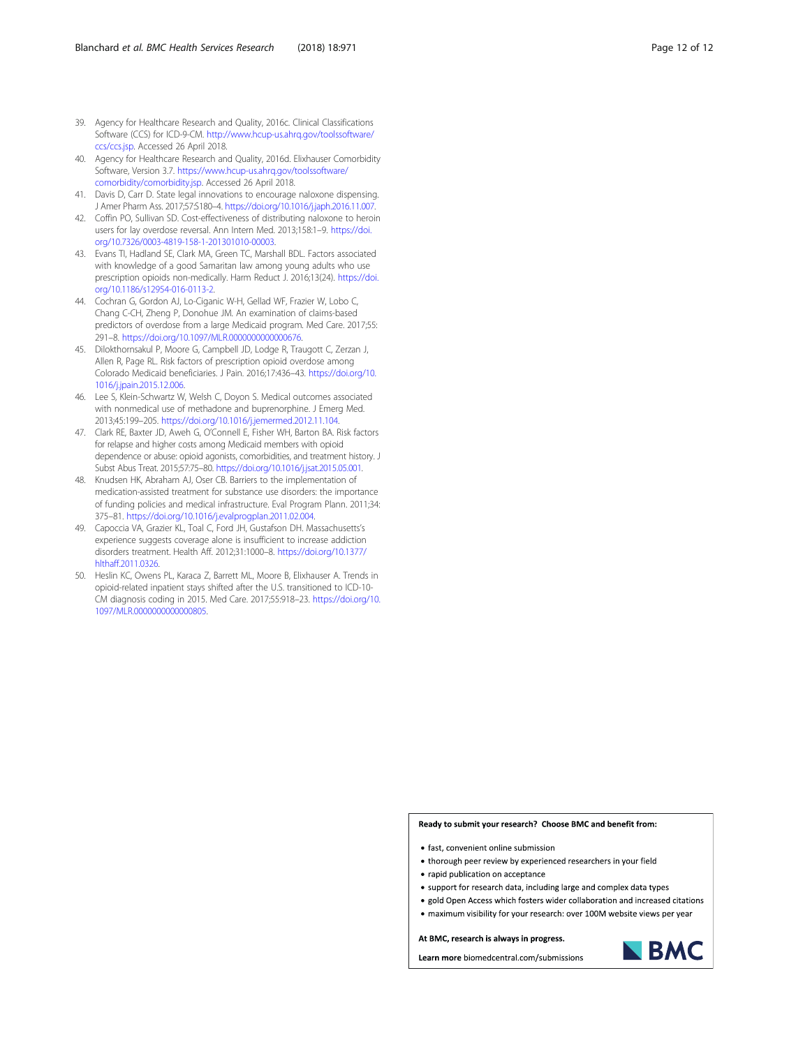39. Agency for Healthcare Research and Quality, 2016c. Clinical Classifications Software (CCS) for ICD-9-CM. http://www.hcup-us.ahrq.gov/toolssoftware/ccs/ccs.jsp. Accessed 26 April 2018.
40. Agency for Healthcare Research and Quality, 2016d. Elixhauser Comorbidity Software, Version 3.7. https://www.hcup-us.ahrq.gov/toolssoftware/comorbidity/comorbidity.jsp. Accessed 26 April 2018.
41. Davis D, Carr D. State legal innovations to encourage naloxone dispensing. J Amer Pharm Ass. 2017;57:S180–4. https://doi.org/10.1016/j.japh.2016.11.007.
42. Coffin PO, Sullivan SD. Cost-effectiveness of distributing naloxone to heroin users for lay overdose reversal. Ann Intern Med. 2013;158:1–9. https://doi.org/10.7326/0003-4819-158-1-201301010-00003.
43. Evans TI, Hadland SE, Clark MA, Green TC, Marshall BDL. Factors associated with knowledge of a good Samaritan law among young adults who use prescription opioids non-medically. Harm Reduct J. 2016;13(24). https://doi.org/10.1186/s12954-016-0113-2.
44. Cochran G, Gordon AJ, Lo-Ciganic W-H, Gellad WF, Frazier W, Lobo C, Chang C-CH, Zheng P, Donohue JM. An examination of claims-based predictors of overdose from a large Medicaid program. Med Care. 2017;55:291–8. https://doi.org/10.1097/MLR.0000000000000676.
45. Dilokthornsakul P, Moore G, Campbell JD, Lodge R, Traugott C, Zerzan J, Allen R, Page RL. Risk factors of prescription opioid overdose among Colorado Medicaid beneficiaries. J Pain. 2016;17:436–43. https://doi.org/10.1016/j.jpain.2015.12.006.
46. Lee S, Klein-Schwartz W, Welsh C, Doyon S. Medical outcomes associated with nonmedical use of methadone and buprenorphine. J Emerg Med. 2013;45:199–205. https://doi.org/10.1016/j.jemermed.2012.11.104.
47. Clark RE, Baxter JD, Aweh G, O'Connell E, Fisher WH, Barton BA. Risk factors for relapse and higher costs among Medicaid members with opioid dependence or abuse: opioid agonists, comorbidities, and treatment history. J Subst Abus Treat. 2015;57:75–80. https://doi.org/10.1016/j.jsat.2015.05.001.
48. Knudsen HK, Abraham AJ, Oser CB. Barriers to the implementation of medication-assisted treatment for substance use disorders: the importance of funding policies and medical infrastructure. Eval Program Plann. 2011;34:375–81. https://doi.org/10.1016/j.evalprogplan.2011.02.004.
49. Capoccia VA, Grazier KL, Toal C, Ford JH, Gustafson DH. Massachusetts's experience suggests coverage alone is insufficient to increase addiction disorders treatment. Health Aff. 2012;31:1000–8. https://doi.org/10.1377/hlthaff.2011.0326.
50. Heslin KC, Owens PL, Karaca Z, Barrett ML, Moore B, Elixhauser A. Trends in opioid-related inpatient stays shifted after the U.S. transitioned to ICD-10-CM diagnosis coding in 2015. Med Care. 2017;55:918–23. https://doi.org/10.1097/MLR.0000000000000805.

**Ready to submit your research? Choose BMC and benefit from:**

- fast, convenient online submission
- thorough peer review by experienced researchers in your field
- rapid publication on acceptance
- support for research data, including large and complex data types
- gold Open Access which fosters wider collaboration and increased citations
- maximum visibility for your research: over 100M website views per year

**At BMC, research is always in progress.**

**Learn more** biomedcentral.com/submissions

BMC